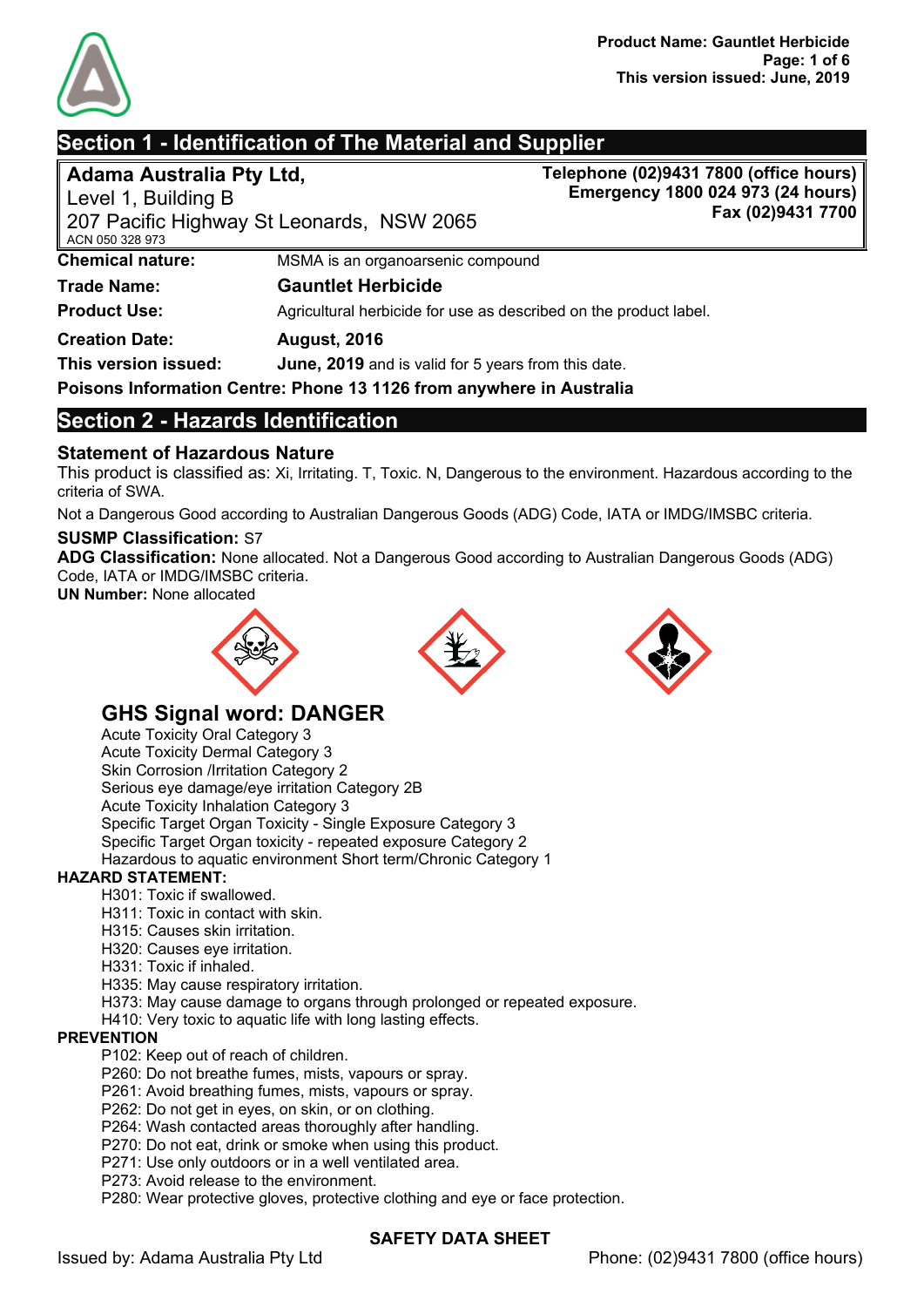## Section 1 - Identification of The Material and Supplier

| | |
|---|---|
| **Adama Australia Pty Ltd,**<br>Level 1, Building B<br>207 Pacific Highway St Leonards, NSW 2065<br>ACN 050 328 973 | **Telephone (02)9431 7800 (office hours)**<br>**Emergency 1800 024 973 (24 hours)**<br>**Fax (02)9431 7700** |

| | |
|---|---|
| **Chemical nature:** | MSMA is an organoarsenic compound |
| **Trade Name:** | **Gauntlet Herbicide** |
| **Product Use:** | Agricultural herbicide for use as described on the product label. |
| **Creation Date:** | **August, 2016** |
| **This version issued:** | **June, 2019** and is valid for 5 years from this date. |

**Poisons Information Centre: Phone 13 1126 from anywhere in Australia**

## Section 2 - Hazards Identification

### Statement of Hazardous Nature

This product is classified as: Xi, Irritating. T, Toxic. N, Dangerous to the environment. Hazardous according to the criteria of SWA.

Not a Dangerous Good according to Australian Dangerous Goods (ADG) Code, IATA or IMDG/IMSBC criteria.

**SUSMP Classification:** S7

**ADG Classification:** None allocated. Not a Dangerous Good according to Australian Dangerous Goods (ADG) Code, IATA or IMDG/IMSBC criteria.

**UN Number:** None allocated

### GHS Signal word: DANGER

Acute Toxicity Oral Category 3
Acute Toxicity Dermal Category 3
Skin Corrosion /Irritation Category 2
Serious eye damage/eye irritation Category 2B
Acute Toxicity Inhalation Category 3
Specific Target Organ Toxicity - Single Exposure Category 3
Specific Target Organ toxicity - repeated exposure Category 2
Hazardous to aquatic environment Short term/Chronic Category 1

**HAZARD STATEMENT:**

H301: Toxic if swallowed.
H311: Toxic in contact with skin.
H315: Causes skin irritation.
H320: Causes eye irritation.
H331: Toxic if inhaled.
H335: May cause respiratory irritation.
H373: May cause damage to organs through prolonged or repeated exposure.
H410: Very toxic to aquatic life with long lasting effects.

**PREVENTION**

P102: Keep out of reach of children.
P260: Do not breathe fumes, mists, vapours or spray.
P261: Avoid breathing fumes, mists, vapours or spray.
P262: Do not get in eyes, on skin, or on clothing.
P264: Wash contacted areas thoroughly after handling.
P270: Do not eat, drink or smoke when using this product.
P271: Use only outdoors or in a well ventilated area.
P273: Avoid release to the environment.
P280: Wear protective gloves, protective clothing and eye or face protection.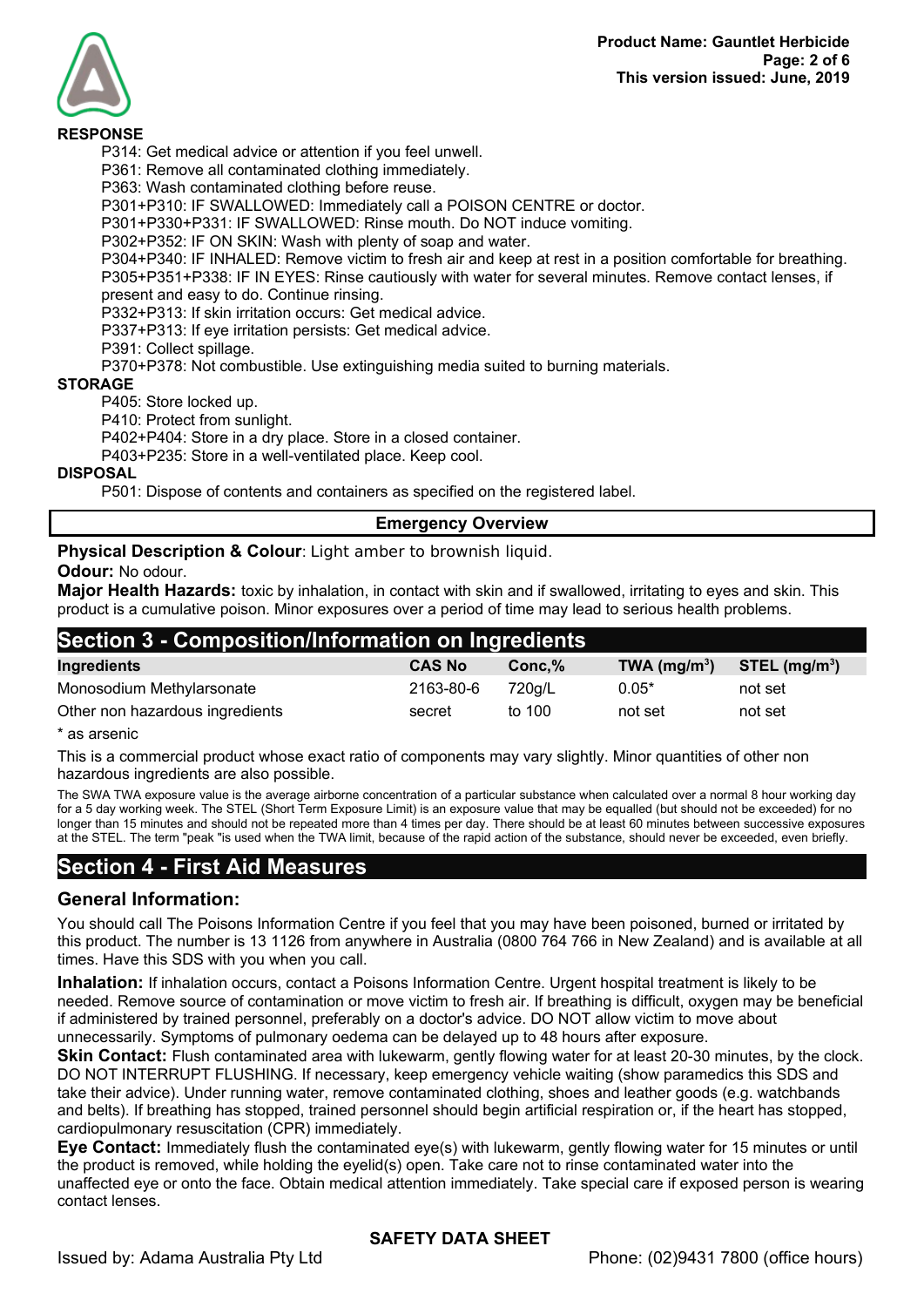**RESPONSE**

P314: Get medical advice or attention if you feel unwell.
P361: Remove all contaminated clothing immediately.
P363: Wash contaminated clothing before reuse.
P301+P310: IF SWALLOWED: Immediately call a POISON CENTRE or doctor.
P301+P330+P331: IF SWALLOWED: Rinse mouth. Do NOT induce vomiting.
P302+P352: IF ON SKIN: Wash with plenty of soap and water.
P304+P340: IF INHALED: Remove victim to fresh air and keep at rest in a position comfortable for breathing.
P305+P351+P338: IF IN EYES: Rinse cautiously with water for several minutes. Remove contact lenses, if present and easy to do. Continue rinsing.
P332+P313: If skin irritation occurs: Get medical advice.
P337+P313: If eye irritation persists: Get medical advice.
P391: Collect spillage.
P370+P378: Not combustible. Use extinguishing media suited to burning materials.

**STORAGE**

P405: Store locked up.
P410: Protect from sunlight.
P402+P404: Store in a dry place. Store in a closed container.
P403+P235: Store in a well-ventilated place. Keep cool.

**DISPOSAL**

P501: Dispose of contents and containers as specified on the registered label.

## Emergency Overview

**Physical Description & Colour**: Light amber to brownish liquid.

**Odour:** No odour.

**Major Health Hazards:** toxic by inhalation, in contact with skin and if swallowed, irritating to eyes and skin. This product is a cumulative poison. Minor exposures over a period of time may lead to serious health problems.

## Section 3 - Composition/Information on Ingredients

| Ingredients | CAS No | Conc,% | TWA ($mg/m^3$) | STEL ($mg/m^3$) |
|---|---|---|---|---|
| Monosodium Methylarsonate | 2163-80-6 | 720g/L | 0.05* | not set |
| Other non hazardous ingredients | secret | to 100 | not set | not set |

\* as arsenic

This is a commercial product whose exact ratio of components may vary slightly. Minor quantities of other non hazardous ingredients are also possible.

The SWA TWA exposure value is the average airborne concentration of a particular substance when calculated over a normal 8 hour working day for a 5 day working week. The STEL (Short Term Exposure Limit) is an exposure value that may be equalled (but should not be exceeded) for no longer than 15 minutes and should not be repeated more than 4 times per day. There should be at least 60 minutes between successive exposures at the STEL. The term "peak "is used when the TWA limit, because of the rapid action of the substance, should never be exceeded, even briefly.

## Section 4 - First Aid Measures

### General Information:

You should call The Poisons Information Centre if you feel that you may have been poisoned, burned or irritated by this product. The number is 13 1126 from anywhere in Australia (0800 764 766 in New Zealand) and is available at all times. Have this SDS with you when you call.

**Inhalation:** If inhalation occurs, contact a Poisons Information Centre. Urgent hospital treatment is likely to be needed. Remove source of contamination or move victim to fresh air. If breathing is difficult, oxygen may be beneficial if administered by trained personnel, preferably on a doctor's advice. DO NOT allow victim to move about unnecessarily. Symptoms of pulmonary oedema can be delayed up to 48 hours after exposure.

**Skin Contact:** Flush contaminated area with lukewarm, gently flowing water for at least 20-30 minutes, by the clock. DO NOT INTERRUPT FLUSHING. If necessary, keep emergency vehicle waiting (show paramedics this SDS and take their advice). Under running water, remove contaminated clothing, shoes and leather goods (e.g. watchbands and belts). If breathing has stopped, trained personnel should begin artificial respiration or, if the heart has stopped, cardiopulmonary resuscitation (CPR) immediately.

**Eye Contact:** Immediately flush the contaminated eye(s) with lukewarm, gently flowing water for 15 minutes or until the product is removed, while holding the eyelid(s) open. Take care not to rinse contaminated water into the unaffected eye or onto the face. Obtain medical attention immediately. Take special care if exposed person is wearing contact lenses.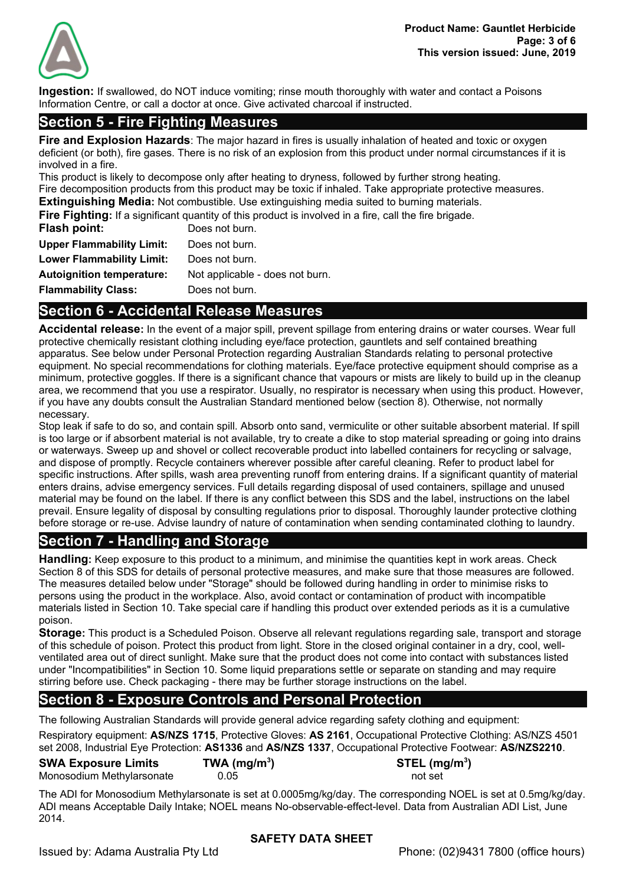**Ingestion:** If swallowed, do NOT induce vomiting; rinse mouth thoroughly with water and contact a Poisons Information Centre, or call a doctor at once. Give activated charcoal if instructed.

## Section 5 - Fire Fighting Measures

**Fire and Explosion Hazards**: The major hazard in fires is usually inhalation of heated and toxic or oxygen deficient (or both), fire gases. There is no risk of an explosion from this product under normal circumstances if it is involved in a fire.

This product is likely to decompose only after heating to dryness, followed by further strong heating.

Fire decomposition products from this product may be toxic if inhaled. Take appropriate protective measures.

**Extinguishing Media:** Not combustible. Use extinguishing media suited to burning materials.

**Fire Fighting:** If a significant quantity of this product is involved in a fire, call the fire brigade.

| | |
|---|---|
| **Flash point:** | Does not burn. |
| **Upper Flammability Limit:** | Does not burn. |
| **Lower Flammability Limit:** | Does not burn. |
| **Autoignition temperature:** | Not applicable - does not burn. |
| **Flammability Class:** | Does not burn. |

## Section 6 - Accidental Release Measures

**Accidental release:** In the event of a major spill, prevent spillage from entering drains or water courses. Wear full protective chemically resistant clothing including eye/face protection, gauntlets and self contained breathing apparatus. See below under Personal Protection regarding Australian Standards relating to personal protective equipment. No special recommendations for clothing materials. Eye/face protective equipment should comprise as a minimum, protective goggles. If there is a significant chance that vapours or mists are likely to build up in the cleanup area, we recommend that you use a respirator. Usually, no respirator is necessary when using this product. However, if you have any doubts consult the Australian Standard mentioned below (section 8). Otherwise, not normally necessary.

Stop leak if safe to do so, and contain spill. Absorb onto sand, vermiculite or other suitable absorbent material. If spill is too large or if absorbent material is not available, try to create a dike to stop material spreading or going into drains or waterways. Sweep up and shovel or collect recoverable product into labelled containers for recycling or salvage, and dispose of promptly. Recycle containers wherever possible after careful cleaning. Refer to product label for specific instructions. After spills, wash area preventing runoff from entering drains. If a significant quantity of material enters drains, advise emergency services. Full details regarding disposal of used containers, spillage and unused material may be found on the label. If there is any conflict between this SDS and the label, instructions on the label prevail. Ensure legality of disposal by consulting regulations prior to disposal. Thoroughly launder protective clothing before storage or re-use. Advise laundry of nature of contamination when sending contaminated clothing to laundry.

## Section 7 - Handling and Storage

**Handling:** Keep exposure to this product to a minimum, and minimise the quantities kept in work areas. Check Section 8 of this SDS for details of personal protective measures, and make sure that those measures are followed. The measures detailed below under "Storage" should be followed during handling in order to minimise risks to persons using the product in the workplace. Also, avoid contact or contamination of product with incompatible materials listed in Section 10. Take special care if handling this product over extended periods as it is a cumulative poison.

**Storage:** This product is a Scheduled Poison. Observe all relevant regulations regarding sale, transport and storage of this schedule of poison. Protect this product from light. Store in the closed original container in a dry, cool, well-ventilated area out of direct sunlight. Make sure that the product does not come into contact with substances listed under "Incompatibilities" in Section 10. Some liquid preparations settle or separate on standing and may require stirring before use. Check packaging - there may be further storage instructions on the label.

## Section 8 - Exposure Controls and Personal Protection

The following Australian Standards will provide general advice regarding safety clothing and equipment:

Respiratory equipment: **AS/NZS 1715**, Protective Gloves: **AS 2161**, Occupational Protective Clothing: AS/NZS 4501 set 2008, Industrial Eye Protection: **AS1336** and **AS/NZS 1337**, Occupational Protective Footwear: **AS/NZS2210**.

| **SWA Exposure Limits** | **TWA (mg/m$^3$)** | **STEL (mg/m$^3$)** |
|---|---|---|
| Monosodium Methylarsonate | 0.05 | not set |

The ADI for Monosodium Methylarsonate is set at 0.0005mg/kg/day. The corresponding NOEL is set at 0.5mg/kg/day. ADI means Acceptable Daily Intake; NOEL means No-observable-effect-level. Data from Australian ADI List, June 2014.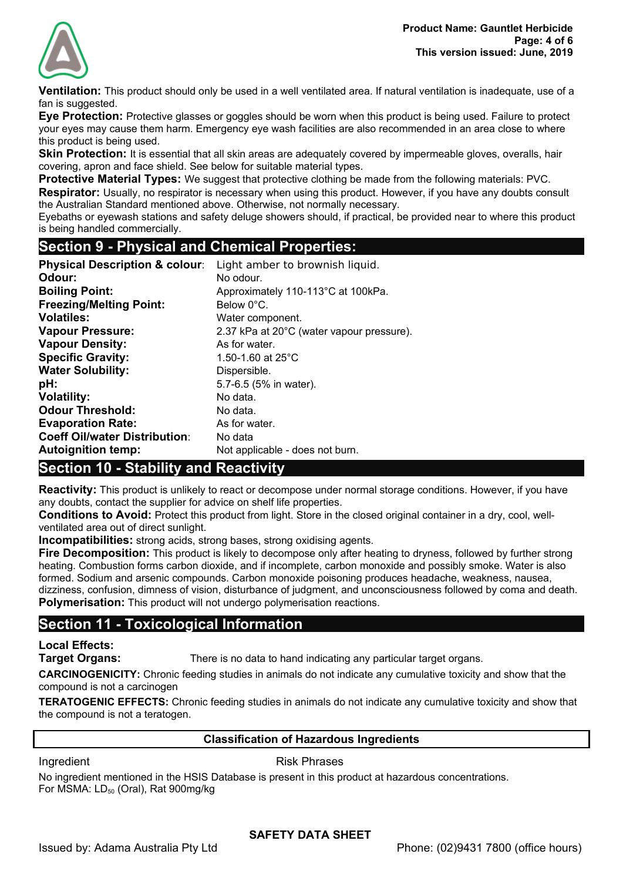**Ventilation:** This product should only be used in a well ventilated area. If natural ventilation is inadequate, use of a fan is suggested.

**Eye Protection:** Protective glasses or goggles should be worn when this product is being used. Failure to protect your eyes may cause them harm. Emergency eye wash facilities are also recommended in an area close to where this product is being used.

**Skin Protection:** It is essential that all skin areas are adequately covered by impermeable gloves, overalls, hair covering, apron and face shield. See below for suitable material types.

**Protective Material Types:** We suggest that protective clothing be made from the following materials: PVC.

**Respirator:** Usually, no respirator is necessary when using this product. However, if you have any doubts consult the Australian Standard mentioned above. Otherwise, not normally necessary.

Eyebaths or eyewash stations and safety deluge showers should, if practical, be provided near to where this product is being handled commercially.

## Section 9 - Physical and Chemical Properties:

| | |
|---|---|
| **Physical Description & colour**: | Light amber to brownish liquid. |
| **Odour:** | No odour. |
| **Boiling Point:** | Approximately 110-113°C at 100kPa. |
| **Freezing/Melting Point:** | Below 0°C. |
| **Volatiles:** | Water component. |
| **Vapour Pressure:** | 2.37 kPa at 20°C (water vapour pressure). |
| **Vapour Density:** | As for water. |
| **Specific Gravity:** | 1.50-1.60 at 25°C |
| **Water Solubility:** | Dispersible. |
| **pH:** | 5.7-6.5 (5% in water). |
| **Volatility:** | No data. |
| **Odour Threshold:** | No data. |
| **Evaporation Rate:** | As for water. |
| **Coeff Oil/water Distribution**: | No data |
| **Autoignition temp:** | Not applicable - does not burn. |

## Section 10 - Stability and Reactivity

**Reactivity:** This product is unlikely to react or decompose under normal storage conditions. However, if you have any doubts, contact the supplier for advice on shelf life properties.

**Conditions to Avoid:** Protect this product from light. Store in the closed original container in a dry, cool, well-ventilated area out of direct sunlight.

**Incompatibilities:** strong acids, strong bases, strong oxidising agents.

**Fire Decomposition:** This product is likely to decompose only after heating to dryness, followed by further strong heating. Combustion forms carbon dioxide, and if incomplete, carbon monoxide and possibly smoke. Water is also formed. Sodium and arsenic compounds. Carbon monoxide poisoning produces headache, weakness, nausea, dizziness, confusion, dimness of vision, disturbance of judgment, and unconsciousness followed by coma and death.

**Polymerisation:** This product will not undergo polymerisation reactions.

## Section 11 - Toxicological Information

**Local Effects:**

**Target Organs:** There is no data to hand indicating any particular target organs.

**CARCINOGENICITY:** Chronic feeding studies in animals do not indicate any cumulative toxicity and show that the compound is not a carcinogen

**TERATOGENIC EFFECTS:** Chronic feeding studies in animals do not indicate any cumulative toxicity and show that the compound is not a teratogen.

**Classification of Hazardous Ingredients**

| Ingredient | Risk Phrases |
|---|---|

No ingredient mentioned in the HSIS Database is present in this product at hazardous concentrations.
For MSMA: $LD_{50}$ (Oral), Rat 900mg/kg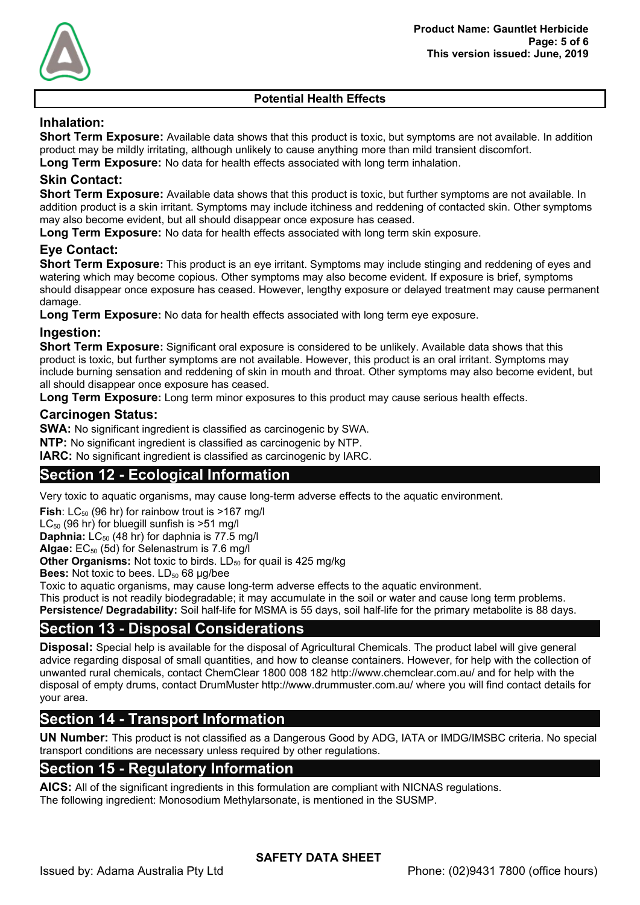## Potential Health Effects

### Inhalation:

**Short Term Exposure:** Available data shows that this product is toxic, but symptoms are not available. In addition product may be mildly irritating, although unlikely to cause anything more than mild transient discomfort.
**Long Term Exposure:** No data for health effects associated with long term inhalation.

### Skin Contact:

**Short Term Exposure:** Available data shows that this product is toxic, but further symptoms are not available. In addition product is a skin irritant. Symptoms may include itchiness and reddening of contacted skin. Other symptoms may also become evident, but all should disappear once exposure has ceased.
**Long Term Exposure:** No data for health effects associated with long term skin exposure.

### Eye Contact:

**Short Term Exposure:** This product is an eye irritant. Symptoms may include stinging and reddening of eyes and watering which may become copious. Other symptoms may also become evident. If exposure is brief, symptoms should disappear once exposure has ceased. However, lengthy exposure or delayed treatment may cause permanent damage.
**Long Term Exposure:** No data for health effects associated with long term eye exposure.

### Ingestion:

**Short Term Exposure:** Significant oral exposure is considered to be unlikely. Available data shows that this product is toxic, but further symptoms are not available. However, this product is an oral irritant. Symptoms may include burning sensation and reddening of skin in mouth and throat. Other symptoms may also become evident, but all should disappear once exposure has ceased.
**Long Term Exposure:** Long term minor exposures to this product may cause serious health effects.

### Carcinogen Status:

**SWA:** No significant ingredient is classified as carcinogenic by SWA.
**NTP:** No significant ingredient is classified as carcinogenic by NTP.
**IARC:** No significant ingredient is classified as carcinogenic by IARC.

## Section 12 - Ecological Information

Very toxic to aquatic organisms, may cause long-term adverse effects to the aquatic environment.

**Fish**: $LC_{50}$ (96 hr) for rainbow trout is >167 mg/l
$LC_{50}$ (96 hr) for bluegill sunfish is >51 mg/l
**Daphnia:** $LC_{50}$ (48 hr) for daphnia is 77.5 mg/l
**Algae:** $EC_{50}$ (5d) for Selenastrum is 7.6 mg/l
**Other Organisms:** Not toxic to birds. $LD_{50}$ for quail is 425 mg/kg
**Bees:** Not toxic to bees. $LD_{50}$ 68 µg/bee
Toxic to aquatic organisms, may cause long-term adverse effects to the aquatic environment.
This product is not readily biodegradable; it may accumulate in the soil or water and cause long term problems.
**Persistence/ Degradability:** Soil half-life for MSMA is 55 days, soil half-life for the primary metabolite is 88 days.

## Section 13 - Disposal Considerations

**Disposal:** Special help is available for the disposal of Agricultural Chemicals. The product label will give general advice regarding disposal of small quantities, and how to cleanse containers. However, for help with the collection of unwanted rural chemicals, contact ChemClear 1800 008 182 http://www.chemclear.com.au/ and for help with the disposal of empty drums, contact DrumMuster http://www.drummuster.com.au/ where you will find contact details for your area.

## Section 14 - Transport Information

**UN Number:** This product is not classified as a Dangerous Good by ADG, IATA or IMDG/IMSBC criteria. No special transport conditions are necessary unless required by other regulations.

## Section 15 - Regulatory Information

**AICS:** All of the significant ingredients in this formulation are compliant with NICNAS regulations.
The following ingredient: Monosodium Methylarsonate, is mentioned in the SUSMP.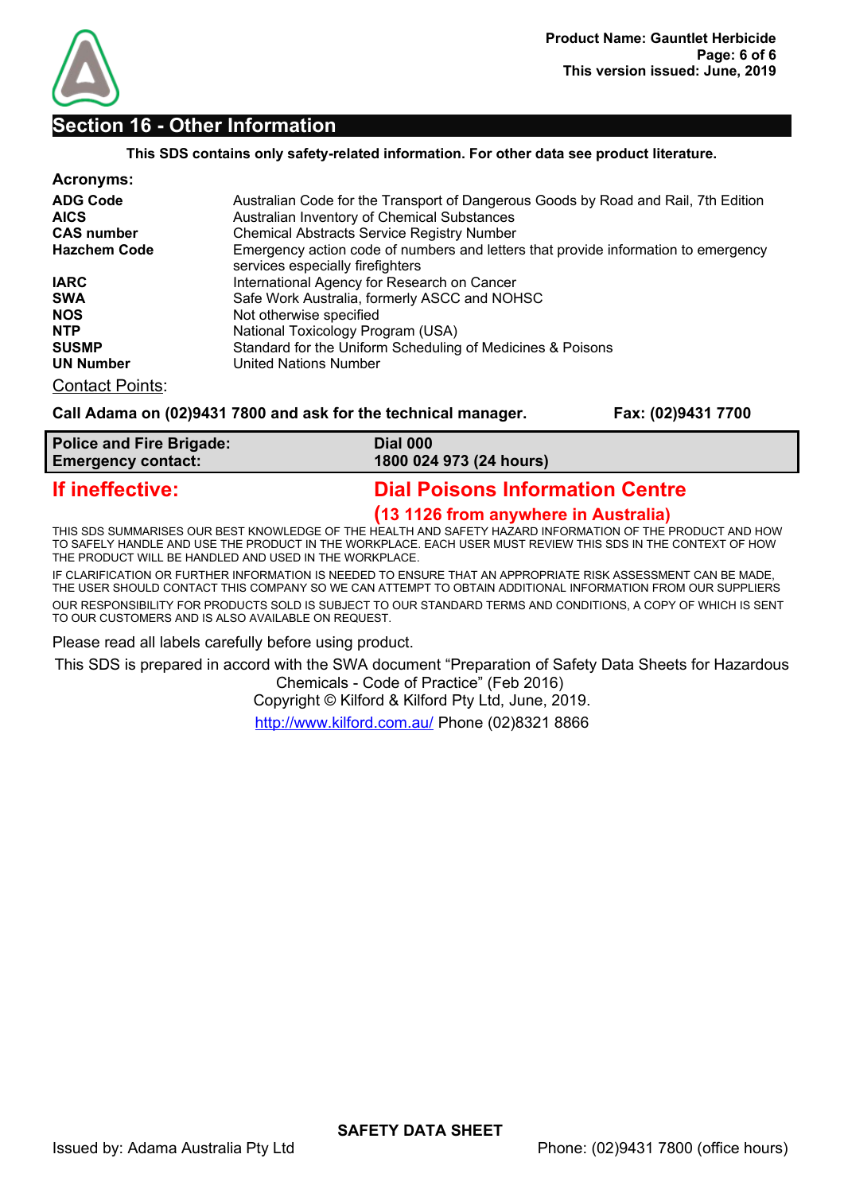## Section 16 - Other Information

**This SDS contains only safety-related information. For other data see product literature.**

**Acronyms:**

| | |
|---|---|
| **ADG Code** | Australian Code for the Transport of Dangerous Goods by Road and Rail, 7th Edition |
| **AICS** | Australian Inventory of Chemical Substances |
| **CAS number** | Chemical Abstracts Service Registry Number |
| **Hazchem Code** | Emergency action code of numbers and letters that provide information to emergency services especially firefighters |
| **IARC** | International Agency for Research on Cancer |
| **SWA** | Safe Work Australia, formerly ASCC and NOHSC |
| **NOS** | Not otherwise specified |
| **NTP** | National Toxicology Program (USA) |
| **SUSMP** | Standard for the Uniform Scheduling of Medicines & Poisons |
| **UN Number** | United Nations Number |

Contact Points:

**Call Adama on (02)9431 7800 and ask for the technical manager.** **Fax: (02)9431 7700**

| | |
|---|---|
| **Police and Fire Brigade:** | **Dial 000** |
| **Emergency contact:** | **1800 024 973 (24 hours)** |

**If ineffective:** **Dial Poisons Information Centre (13 1126 from anywhere in Australia)**

THIS SDS SUMMARISES OUR BEST KNOWLEDGE OF THE HEALTH AND SAFETY HAZARD INFORMATION OF THE PRODUCT AND HOW TO SAFELY HANDLE AND USE THE PRODUCT IN THE WORKPLACE. EACH USER MUST REVIEW THIS SDS IN THE CONTEXT OF HOW THE PRODUCT WILL BE HANDLED AND USED IN THE WORKPLACE.

IF CLARIFICATION OR FURTHER INFORMATION IS NEEDED TO ENSURE THAT AN APPROPRIATE RISK ASSESSMENT CAN BE MADE, THE USER SHOULD CONTACT THIS COMPANY SO WE CAN ATTEMPT TO OBTAIN ADDITIONAL INFORMATION FROM OUR SUPPLIERS

OUR RESPONSIBILITY FOR PRODUCTS SOLD IS SUBJECT TO OUR STANDARD TERMS AND CONDITIONS, A COPY OF WHICH IS SENT TO OUR CUSTOMERS AND IS ALSO AVAILABLE ON REQUEST.

Please read all labels carefully before using product.

This SDS is prepared in accord with the SWA document "Preparation of Safety Data Sheets for Hazardous Chemicals - Code of Practice" (Feb 2016)

Copyright © Kilford & Kilford Pty Ltd, June, 2019.

http://www.kilford.com.au/ Phone (02)8321 8866